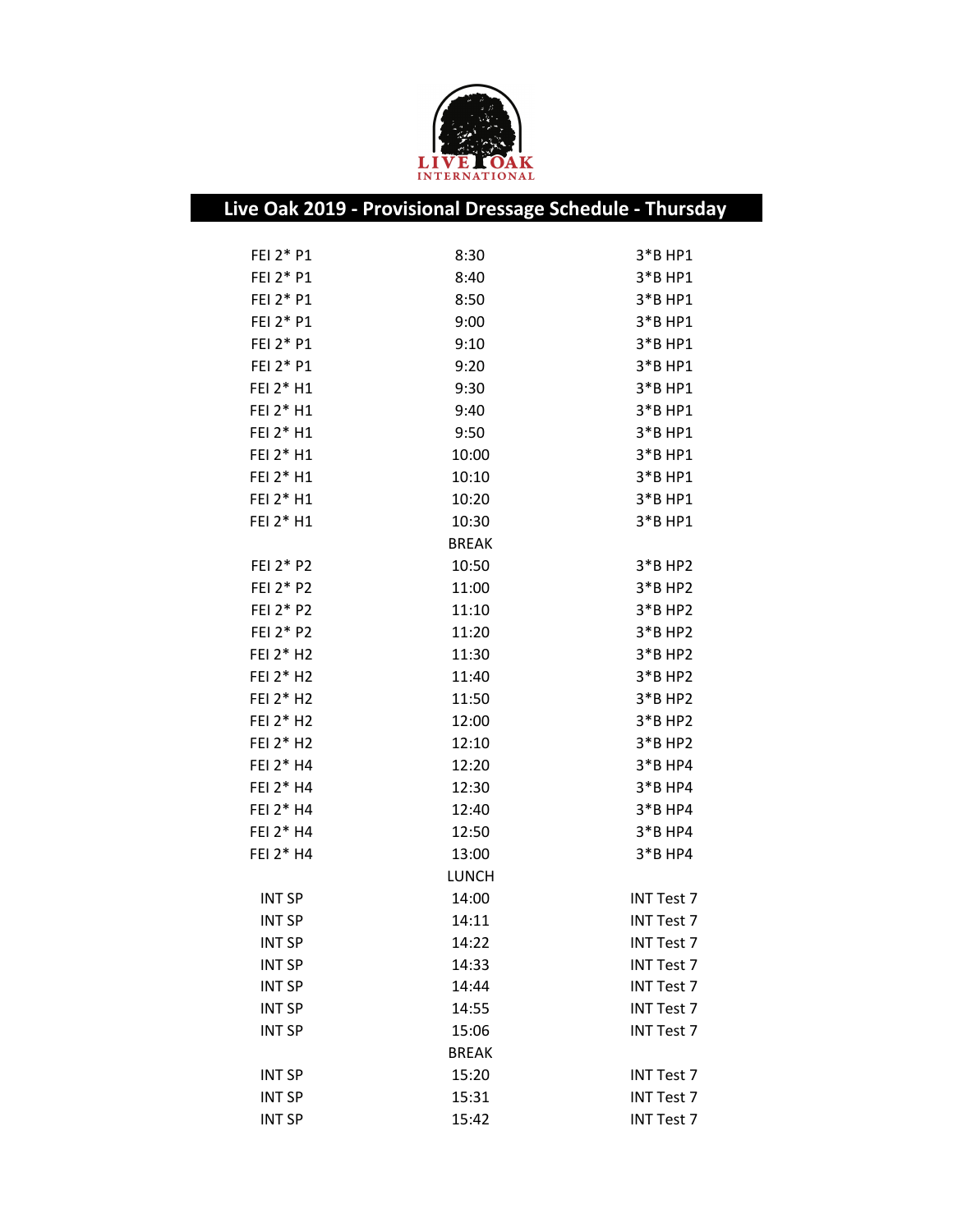LIVE OAK INTERNATIONAL

# Live Oak 2019 - Provisional Dressage Schedule - Thursday

| | | |
|---|---|---|
| FEI 2* P1 | 8:30 | 3*B HP1 |
| FEI 2* P1 | 8:40 | 3*B HP1 |
| FEI 2* P1 | 8:50 | 3*B HP1 |
| FEI 2* P1 | 9:00 | 3*B HP1 |
| FEI 2* P1 | 9:10 | 3*B HP1 |
| FEI 2* P1 | 9:20 | 3*B HP1 |
| FEI 2* H1 | 9:30 | 3*B HP1 |
| FEI 2* H1 | 9:40 | 3*B HP1 |
| FEI 2* H1 | 9:50 | 3*B HP1 |
| FEI 2* H1 | 10:00 | 3*B HP1 |
| FEI 2* H1 | 10:10 | 3*B HP1 |
| FEI 2* H1 | 10:20 | 3*B HP1 |
| FEI 2* H1 | 10:30 | 3*B HP1 |
| | BREAK | |
| FEI 2* P2 | 10:50 | 3*B HP2 |
| FEI 2* P2 | 11:00 | 3*B HP2 |
| FEI 2* P2 | 11:10 | 3*B HP2 |
| FEI 2* P2 | 11:20 | 3*B HP2 |
| FEI 2* H2 | 11:30 | 3*B HP2 |
| FEI 2* H2 | 11:40 | 3*B HP2 |
| FEI 2* H2 | 11:50 | 3*B HP2 |
| FEI 2* H2 | 12:00 | 3*B HP2 |
| FEI 2* H2 | 12:10 | 3*B HP2 |
| FEI 2* H4 | 12:20 | 3*B HP4 |
| FEI 2* H4 | 12:30 | 3*B HP4 |
| FEI 2* H4 | 12:40 | 3*B HP4 |
| FEI 2* H4 | 12:50 | 3*B HP4 |
| FEI 2* H4 | 13:00 | 3*B HP4 |
| | LUNCH | |
| INT SP | 14:00 | INT Test 7 |
| INT SP | 14:11 | INT Test 7 |
| INT SP | 14:22 | INT Test 7 |
| INT SP | 14:33 | INT Test 7 |
| INT SP | 14:44 | INT Test 7 |
| INT SP | 14:55 | INT Test 7 |
| INT SP | 15:06 | INT Test 7 |
| | BREAK | |
| INT SP | 15:20 | INT Test 7 |
| INT SP | 15:31 | INT Test 7 |
| INT SP | 15:42 | INT Test 7 |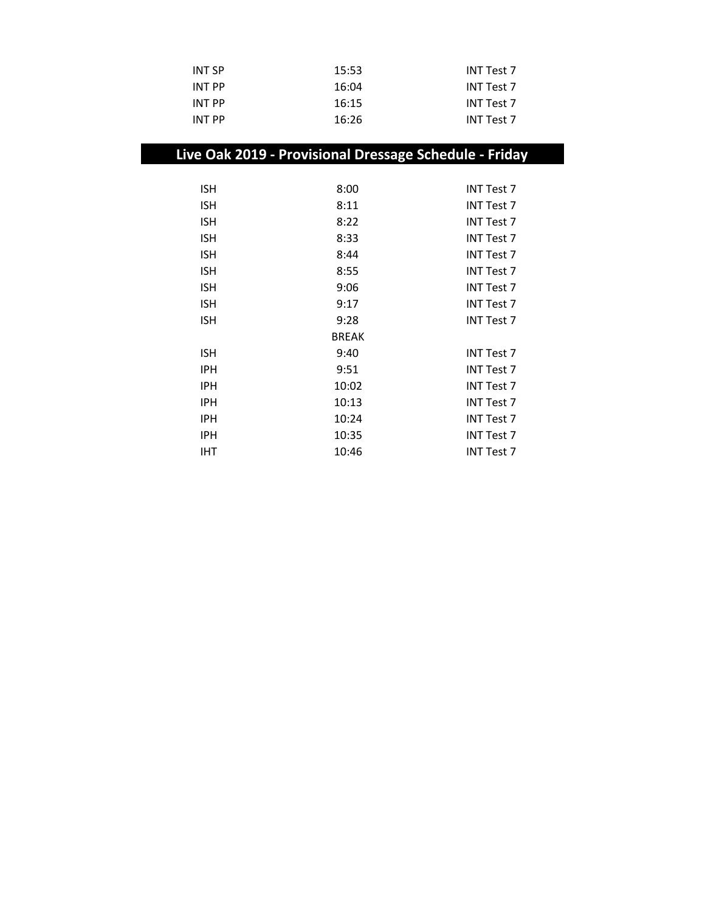| | | |
|---|---|---|
| INT SP | 15:53 | INT Test 7 |
| INT PP | 16:04 | INT Test 7 |
| INT PP | 16:15 | INT Test 7 |
| INT PP | 16:26 | INT Test 7 |

## Live Oak 2019 - Provisional Dressage Schedule - Friday

| | | |
|---|---|---|
| ISH | 8:00 | INT Test 7 |
| ISH | 8:11 | INT Test 7 |
| ISH | 8:22 | INT Test 7 |
| ISH | 8:33 | INT Test 7 |
| ISH | 8:44 | INT Test 7 |
| ISH | 8:55 | INT Test 7 |
| ISH | 9:06 | INT Test 7 |
| ISH | 9:17 | INT Test 7 |
| ISH | 9:28 | INT Test 7 |
| | BREAK | |
| ISH | 9:40 | INT Test 7 |
| IPH | 9:51 | INT Test 7 |
| IPH | 10:02 | INT Test 7 |
| IPH | 10:13 | INT Test 7 |
| IPH | 10:24 | INT Test 7 |
| IPH | 10:35 | INT Test 7 |
| IHT | 10:46 | INT Test 7 |